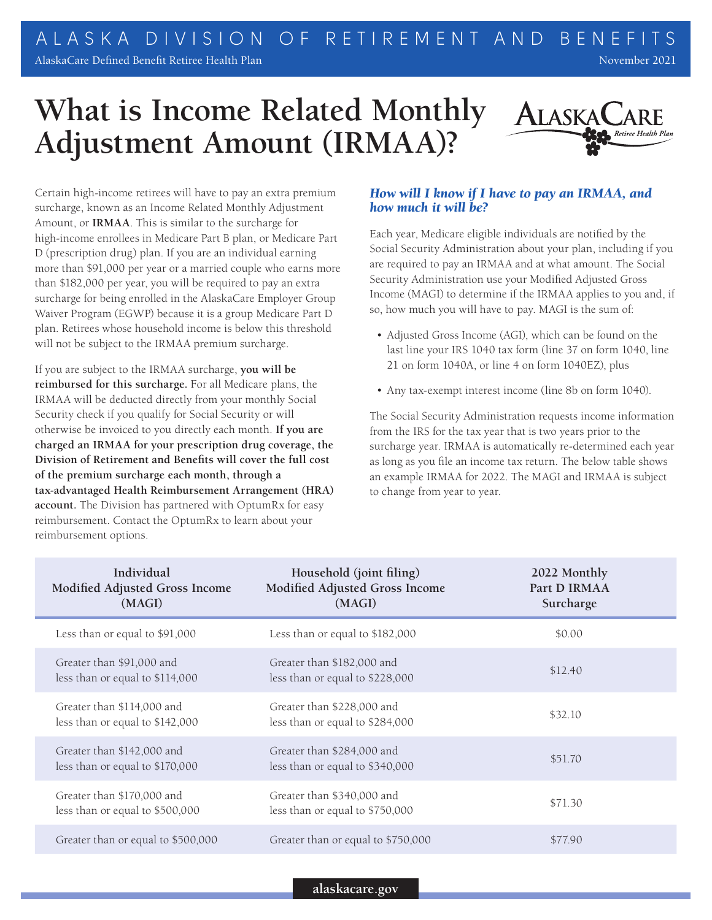ALASKA DIVISION OF RETIREMENT AND BENEFITS

AlaskaCare Defined Benefit Retiree Health Plan — November 2021

# What is Income Related Monthly Adjustment Amount (IRMAA)?

Certain high-income retirees will have to pay an extra premium surcharge, known as an Income Related Monthly Adjustment Amount, or **IRMAA**. This is similar to the surcharge for high-income enrollees in Medicare Part B plan, or Medicare Part D (prescription drug) plan. If you are an individual earning more than $91,000 per year or a married couple who earns more than $182,000 per year, you will be required to pay an extra surcharge for being enrolled in the AlaskaCare Employer Group Waiver Program (EGWP) because it is a group Medicare Part D plan. Retirees whose household income is below this threshold will not be subject to the IRMAA premium surcharge.

If you are subject to the IRMAA surcharge, **you will be reimbursed for this surcharge.** For all Medicare plans, the IRMAA will be deducted directly from your monthly Social Security check if you qualify for Social Security or will otherwise be invoiced to you directly each month. **If you are charged an IRMAA for your prescription drug coverage, the Division of Retirement and Benefits will cover the full cost of the premium surcharge each month, through a tax-advantaged Health Reimbursement Arrangement (HRA) account.** The Division has partnered with OptumRx for easy reimbursement. Contact the OptumRx to learn about your reimbursement options.

### *How will I know if I have to pay an IRMAA, and how much it will be?*

Each year, Medicare eligible individuals are notified by the Social Security Administration about your plan, including if you are required to pay an IRMAA and at what amount. The Social Security Administration use your Modified Adjusted Gross Income (MAGI) to determine if the IRMAA applies to you and, if so, how much you will have to pay. MAGI is the sum of:

- Adjusted Gross Income (AGI), which can be found on the last line your IRS 1040 tax form (line 37 on form 1040, line 21 on form 1040A, or line 4 on form 1040EZ), plus
- Any tax-exempt interest income (line 8b on form 1040).

The Social Security Administration requests income information from the IRS for the tax year that is two years prior to the surcharge year. IRMAA is automatically re-determined each year as long as you file an income tax return. The below table shows an example IRMAA for 2022. The MAGI and IRMAA is subject to change from year to year.

| Individual Modified Adjusted Gross Income (MAGI) | Household (joint filing) Modified Adjusted Gross Income (MAGI) | 2022 Monthly Part D IRMAA Surcharge |
|---|---|---|
| Less than or equal to $91,000 | Less than or equal to $182,000 | $0.00 |
| Greater than $91,000 and less than or equal to $114,000 | Greater than $182,000 and less than or equal to $228,000 | $12.40 |
| Greater than $114,000 and less than or equal to $142,000 | Greater than $228,000 and less than or equal to $284,000 | $32.10 |
| Greater than $142,000 and less than or equal to $170,000 | Greater than $284,000 and less than or equal to $340,000 | $51.70 |
| Greater than $170,000 and less than or equal to $500,000 | Greater than $340,000 and less than or equal to $750,000 | $71.30 |
| Greater than or equal to $500,000 | Greater than or equal to $750,000 | $77.90 |

alaskacare.gov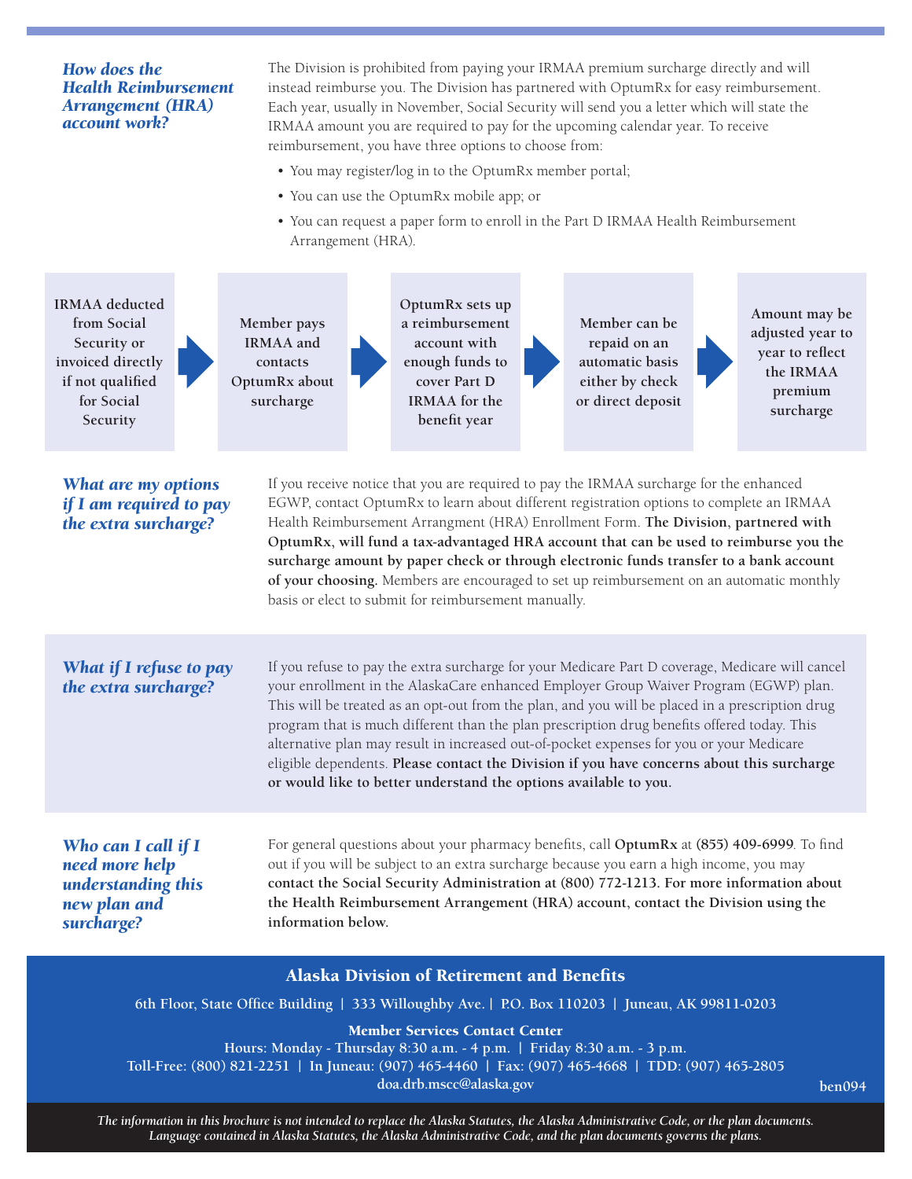### *How does the Health Reimbursement Arrangement (HRA) account work?*

The Division is prohibited from paying your IRMAA premium surcharge directly and will instead reimburse you. The Division has partnered with OptumRx for easy reimbursement. Each year, usually in November, Social Security will send you a letter which will state the IRMAA amount you are required to pay for the upcoming calendar year. To receive reimbursement, you have three options to choose from:

- You may register/log in to the OptumRx member portal;
- You can use the OptumRx mobile app; or
- You can request a paper form to enroll in the Part D IRMAA Health Reimbursement Arrangement (HRA).

**IRMAA deducted from Social Security or invoiced directly if not qualified for Social Security** → **Member pays IRMAA and contacts OptumRx about surcharge** → **OptumRx sets up a reimbursement account with enough funds to cover Part D IRMAA for the benefit year** → **Member can be repaid on an automatic basis either by check or direct deposit** → **Amount may be adjusted year to year to reflect the IRMAA premium surcharge**

### *What are my options if I am required to pay the extra surcharge?*

If you receive notice that you are required to pay the IRMAA surcharge for the enhanced EGWP, contact OptumRx to learn about different registration options to complete an IRMAA Health Reimbursement Arrangment (HRA) Enrollment Form. **The Division, partnered with OptumRx, will fund a tax-advantaged HRA account that can be used to reimburse you the surcharge amount by paper check or through electronic funds transfer to a bank account of your choosing.** Members are encouraged to set up reimbursement on an automatic monthly basis or elect to submit for reimbursement manually.

### *What if I refuse to pay the extra surcharge?*

If you refuse to pay the extra surcharge for your Medicare Part D coverage, Medicare will cancel your enrollment in the AlaskaCare enhanced Employer Group Waiver Program (EGWP) plan. This will be treated as an opt-out from the plan, and you will be placed in a prescription drug program that is much different than the plan prescription drug benefits offered today. This alternative plan may result in increased out-of-pocket expenses for you or your Medicare eligible dependents. **Please contact the Division if you have concerns about this surcharge or would like to better understand the options available to you.**

### *Who can I call if I need more help understanding this new plan and surcharge?*

For general questions about your pharmacy benefits, call **OptumRx** at **(855) 409-6999**. To find out if you will be subject to an extra surcharge because you earn a high income, you may **contact the Social Security Administration at (800) 772-1213. For more information about the Health Reimbursement Arrangement (HRA) account, contact the Division using the information below.**

## Alaska Division of Retirement and Benefits

**6th Floor, State Office Building | 333 Willoughby Ave. | P.O. Box 110203 | Juneau, AK 99811-0203**

**Member Services Contact Center**
**Hours: Monday - Thursday 8:30 a.m. - 4 p.m. | Friday 8:30 a.m. - 3 p.m.**
**Toll-Free: (800) 821-2251 | In Juneau: (907) 465-4460 | Fax: (907) 465-4668 | TDD: (907) 465-2805**
**doa.drb.mscc@alaska.gov**

**ben094**

***The information in this brochure is not intended to replace the Alaska Statutes, the Alaska Administrative Code, or the plan documents. Language contained in Alaska Statutes, the Alaska Administrative Code, and the plan documents governs the plans.***